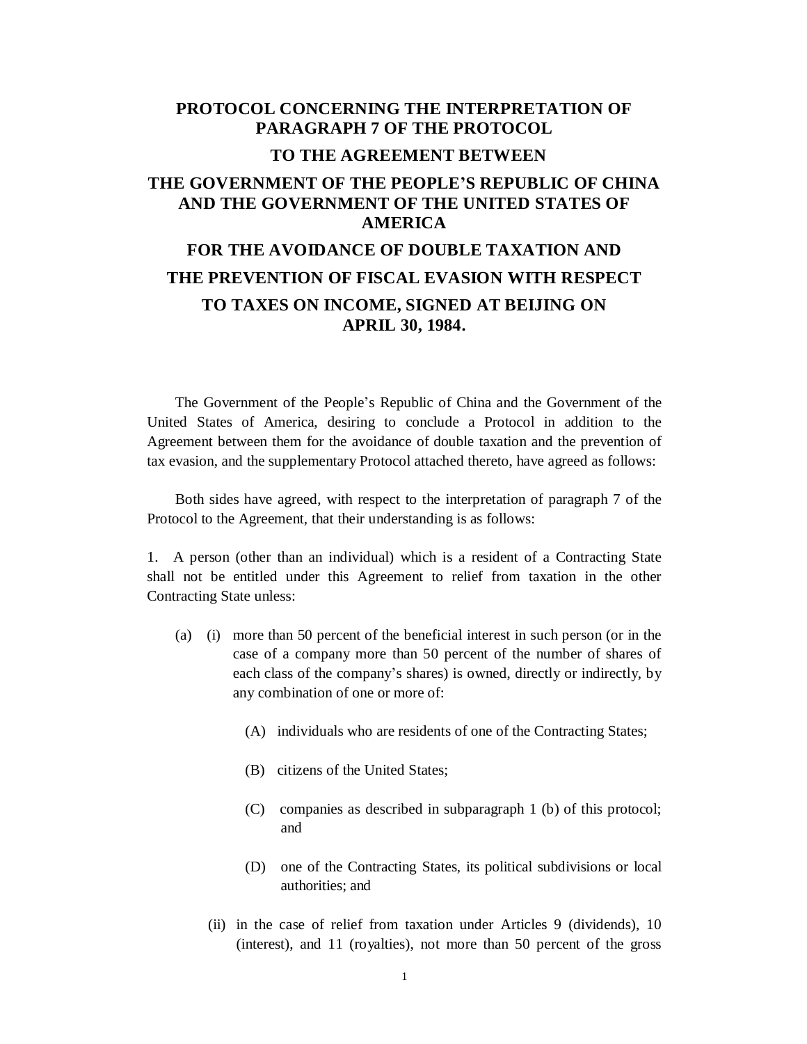# PROTOCOL CONCERNING THE INTERPRETATION OF PARAGRAPH 7 OF THE PROTOCOL

## TO THE AGREEMENT BETWEEN

## THE GOVERNMENT OF THE PEOPLE'S REPUBLIC OF CHINA AND THE GOVERNMENT OF THE UNITED STATES OF AMERICA

## FOR THE AVOIDANCE OF DOUBLE TAXATION AND

## THE PREVENTION OF FISCAL EVASION WITH RESPECT

## TO TAXES ON INCOME, SIGNED AT BEIJING ON APRIL 30, 1984.

The Government of the People's Republic of China and the Government of the United States of America, desiring to conclude a Protocol in addition to the Agreement between them for the avoidance of double taxation and the prevention of tax evasion, and the supplementary Protocol attached thereto, have agreed as follows:

Both sides have agreed, with respect to the interpretation of paragraph 7 of the Protocol to the Agreement, that their understanding is as follows:

1. A person (other than an individual) which is a resident of a Contracting State shall not be entitled under this Agreement to relief from taxation in the other Contracting State unless:

    (a) (i) more than 50 percent of the beneficial interest in such person (or in the case of a company more than 50 percent of the number of shares of each class of the company's shares) is owned, directly or indirectly, by any combination of one or more of:

    (A) individuals who are residents of one of the Contracting States;

    (B) citizens of the United States;

    (C) companies as described in subparagraph 1 (b) of this protocol; and

    (D) one of the Contracting States, its political subdivisions or local authorities; and

    (ii) in the case of relief from taxation under Articles 9 (dividends), 10 (interest), and 11 (royalties), not more than 50 percent of the gross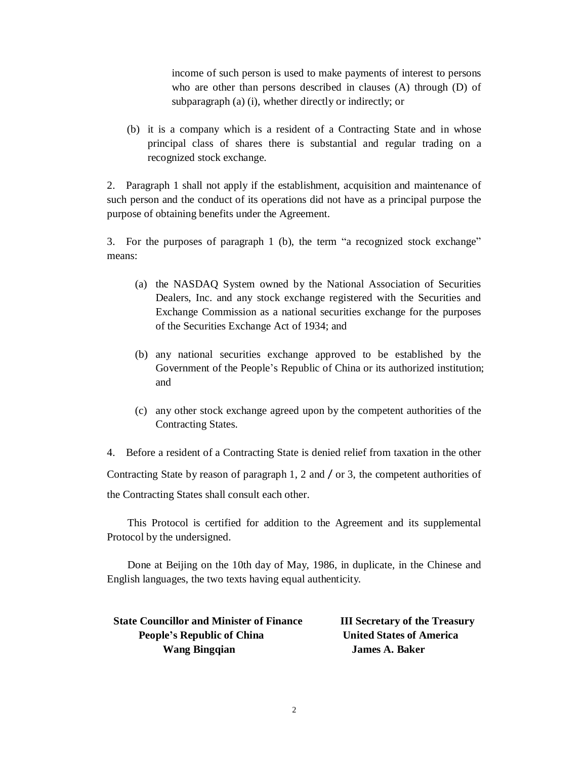income of such person is used to make payments of interest to persons who are other than persons described in clauses (A) through (D) of subparagraph (a) (i), whether directly or indirectly; or

(b) it is a company which is a resident of a Contracting State and in whose principal class of shares there is substantial and regular trading on a recognized stock exchange.

2. Paragraph 1 shall not apply if the establishment, acquisition and maintenance of such person and the conduct of its operations did not have as a principal purpose the purpose of obtaining benefits under the Agreement.

3. For the purposes of paragraph 1 (b), the term "a recognized stock exchange" means:

(a) the NASDAQ System owned by the National Association of Securities Dealers, Inc. and any stock exchange registered with the Securities and Exchange Commission as a national securities exchange for the purposes of the Securities Exchange Act of 1934; and

(b) any national securities exchange approved to be established by the Government of the People's Republic of China or its authorized institution; and

(c) any other stock exchange agreed upon by the competent authorities of the Contracting States.

4. Before a resident of a Contracting State is denied relief from taxation in the other Contracting State by reason of paragraph 1, 2 and / or 3, the competent authorities of the Contracting States shall consult each other.

This Protocol is certified for addition to the Agreement and its supplemental Protocol by the undersigned.

Done at Beijing on the 10th day of May, 1986, in duplicate, in the Chinese and English languages, the two texts having equal authenticity.

**State Councillor and Minister of Finance**
**People's Republic of China**
**Wang Bingqian**

**III Secretary of the Treasury**
**United States of America**
**James A. Baker**